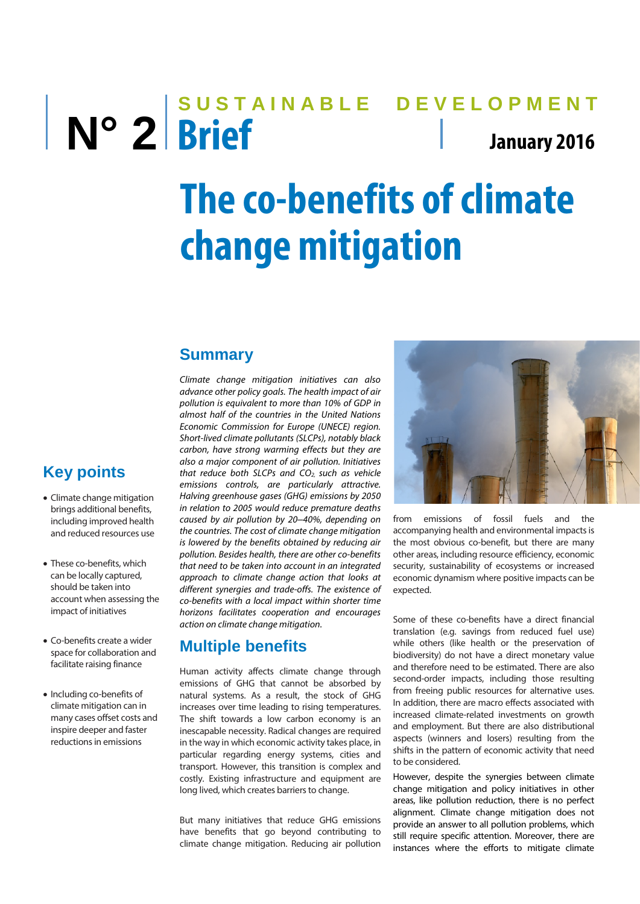# N° 2 SUSTAINABLE DEVELOPMENT Brief

**January 2016**

# The co-benefits of climate change mitigation

## Key points

- Climate change mitigation brings additional benefits, including improved health and reduced resources use
- These co-benefits, which can be locally captured, should be taken into account when assessing the impact of initiatives
- Co-benefits create a wider space for collaboration and facilitate raising finance
- Including co-benefits of climate mitigation can in many cases offset costs and inspire deeper and faster reductions in emissions

## Summary

*Climate change mitigation initiatives can also advance other policy goals. The health impact of air pollution is equivalent to more than 10% of GDP in almost half of the countries in the United Nations Economic Commission for Europe (UNECE) region. Short-lived climate pollutants (SLCPs), notably black carbon, have strong warming effects but they are also a major component of air pollution. Initiatives that reduce both SLCPs and $CO_2$, such as vehicle emissions controls, are particularly attractive. Halving greenhouse gases (GHG) emissions by 2050 in relation to 2005 would reduce premature deaths caused by air pollution by 20–40%, depending on the countries. The cost of climate change mitigation is lowered by the benefits obtained by reducing air pollution. Besides health, there are other co-benefits that need to be taken into account in an integrated approach to climate change action that looks at different synergies and trade-offs. The existence of co-benefits with a local impact within shorter time horizons facilitates cooperation and encourages action on climate change mitigation.*

## Multiple benefits

Human activity affects climate change through emissions of GHG that cannot be absorbed by natural systems. As a result, the stock of GHG increases over time leading to rising temperatures. The shift towards a low carbon economy is an inescapable necessity. Radical changes are required in the way in which economic activity takes place, in particular regarding energy systems, cities and transport. However, this transition is complex and costly. Existing infrastructure and equipment are long lived, which creates barriers to change.

But many initiatives that reduce GHG emissions have benefits that go beyond contributing to climate change mitigation. Reducing air pollution from emissions of fossil fuels and the accompanying health and environmental impacts is the most obvious co-benefit, but there are many other areas, including resource efficiency, economic security, sustainability of ecosystems or increased economic dynamism where positive impacts can be expected.

Some of these co-benefits have a direct financial translation (e.g. savings from reduced fuel use) while others (like health or the preservation of biodiversity) do not have a direct monetary value and therefore need to be estimated. There are also second-order impacts, including those resulting from freeing public resources for alternative uses. In addition, there are macro effects associated with increased climate-related investments on growth and employment. But there are also distributional aspects (winners and losers) resulting from the shifts in the pattern of economic activity that need to be considered.

However, despite the synergies between climate change mitigation and policy initiatives in other areas, like pollution reduction, there is no perfect alignment. Climate change mitigation does not provide an answer to all pollution problems, which still require specific attention. Moreover, there are instances where the efforts to mitigate climate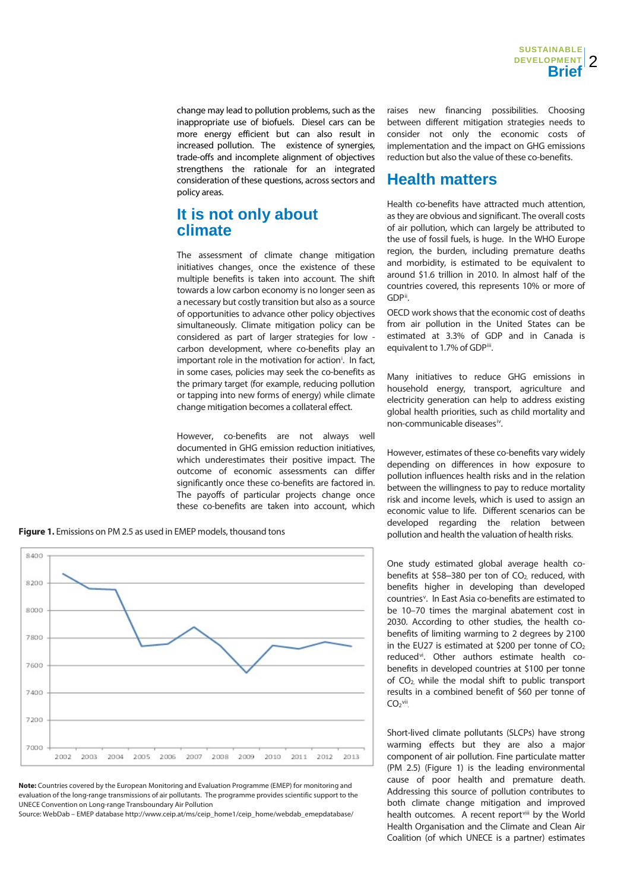change may lead to pollution problems, such as the inappropriate use of biofuels. Diesel cars can be more energy efficient but can also result in increased pollution. The existence of synergies, trade-offs and incomplete alignment of objectives strengthens the rationale for an integrated consideration of these questions, across sectors and policy areas.

## It is not only about climate

The assessment of climate change mitigation initiatives changes, once the existence of these multiple benefits is taken into account. The shift towards a low carbon economy is no longer seen as a necessary but costly transition but also as a source of opportunities to advance other policy objectives simultaneously. Climate mitigation policy can be considered as part of larger strategies for low - carbon development, where co-benefits play an important role in the motivation for action[i]. In fact, in some cases, policies may seek the co-benefits as the primary target (for example, reducing pollution or tapping into new forms of energy) while climate change mitigation becomes a collateral effect.

However, co-benefits are not always well documented in GHG emission reduction initiatives, which underestimates their positive impact. The outcome of economic assessments can differ significantly once these co-benefits are factored in. The payoffs of particular projects change once these co-benefits are taken into account, which raises new financing possibilities. Choosing between different mitigation strategies needs to consider not only the economic costs of implementation and the impact on GHG emissions reduction but also the value of these co-benefits.

**Figure 1.** Emissions on PM 2.5 as used in EMEP models, thousand tons

| Year | 2002 | 2003 | 2004 | 2005 | 2006 | 2007 | 2008 | 2009 | 2010 | 2011 | 2012 | 2013 |
|---|---|---|---|---|---|---|---|---|---|---|---|---|
| Emissions (approx.) | 8270 | 8165 | 8160 | 7740 | 7755 | 7880 | 7745 | 7550 | 7745 | 7720 | 7770 | 7740 |

**Note:** Countries covered by the European Monitoring and Evaluation Programme (EMEP) for monitoring and evaluation of the long-range transmissions of air pollutants. The programme provides scientific support to the UNECE Convention on Long-range Transboundary Air Pollution
Source: WebDab – EMEP database http://www.ceip.at/ms/ceip_home1/ceip_home/webdab_emepdatabase/

## Health matters

Health co-benefits have attracted much attention, as they are obvious and significant. The overall costs of air pollution, which can largely be attributed to the use of fossil fuels, is huge. In the WHO Europe region, the burden, including premature deaths and morbidity, is estimated to be equivalent to around $1.6 trillion in 2010. In almost half of the countries covered, this represents 10% or more of GDP[ii].

OECD work shows that the economic cost of deaths from air pollution in the United States can be estimated at 3.3% of GDP and in Canada is equivalent to 1.7% of GDP[iii].

Many initiatives to reduce GHG emissions in household energy, transport, agriculture and electricity generation can help to address existing global health priorities, such as child mortality and non-communicable diseases[iv].

However, estimates of these co-benefits vary widely depending on differences in how exposure to pollution influences health risks and in the relation between the willingness to pay to reduce mortality risk and income levels, which is used to assign an economic value to life. Different scenarios can be developed regarding the relation between pollution and health the valuation of health risks.

One study estimated global average health co-benefits at $58–380 per ton of $CO_2$ reduced, with benefits higher in developing than developed countries[v]. In East Asia co-benefits are estimated to be 10–70 times the marginal abatement cost in 2030. According to other studies, the health co-benefits of limiting warming to 2 degrees by 2100 in the EU27 is estimated at $200 per tonne of $CO_2$ reduced[vi]. Other authors estimate health co-benefits in developed countries at $100 per tonne of $CO_2$ while the modal shift to public transport results in a combined benefit of $60 per tonne of $CO_2$[vii].

Short-lived climate pollutants (SLCPs) have strong warming effects but they are also a major component of air pollution. Fine particulate matter (PM 2.5) (Figure 1) is the leading environmental cause of poor health and premature death. Addressing this source of pollution contributes to both climate change mitigation and improved health outcomes. A recent report[viii] by the World Health Organisation and the Climate and Clean Air Coalition (of which UNECE is a partner) estimates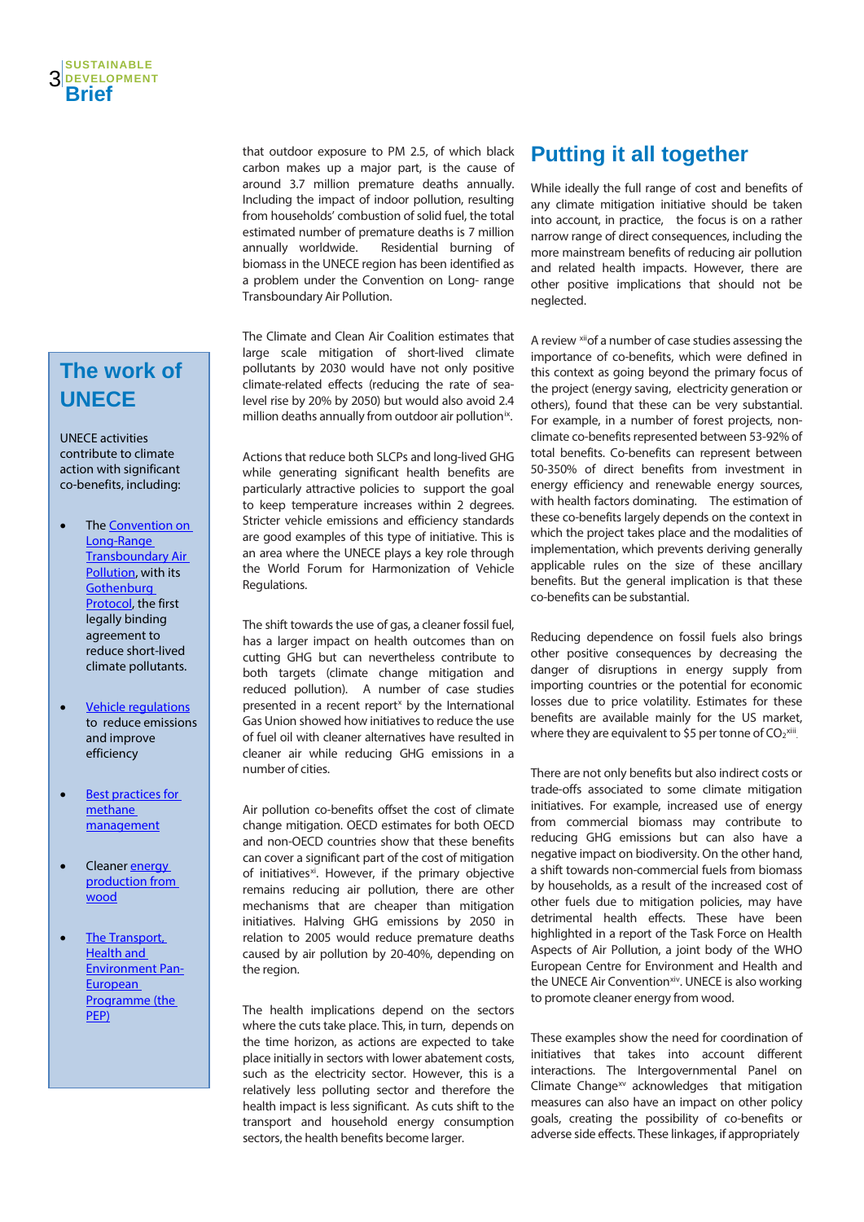that outdoor exposure to PM 2.5, of which black carbon makes up a major part, is the cause of around 3.7 million premature deaths annually. Including the impact of indoor pollution, resulting from households' combustion of solid fuel, the total estimated number of premature deaths is 7 million annually worldwide. Residential burning of biomass in the UNECE region has been identified as a problem under the Convention on Long- range Transboundary Air Pollution.

The Climate and Clean Air Coalition estimates that large scale mitigation of short-lived climate pollutants by 2030 would have not only positive climate-related effects (reducing the rate of sea-level rise by 20% by 2050) but would also avoid 2.4 million deaths annually from outdoor air pollution[ix].

Actions that reduce both SLCPs and long-lived GHG while generating significant health benefits are particularly attractive policies to support the goal to keep temperature increases within 2 degrees. Stricter vehicle emissions and efficiency standards are good examples of this type of initiative. This is an area where the UNECE plays a key role through the World Forum for Harmonization of Vehicle Regulations.

The shift towards the use of gas, a cleaner fossil fuel, has a larger impact on health outcomes than on cutting GHG but can nevertheless contribute to both targets (climate change mitigation and reduced pollution). A number of case studies presented in a recent report[x] by the International Gas Union showed how initiatives to reduce the use of fuel oil with cleaner alternatives have resulted in cleaner air while reducing GHG emissions in a number of cities.

Air pollution co-benefits offset the cost of climate change mitigation. OECD estimates for both OECD and non-OECD countries show that these benefits can cover a significant part of the cost of mitigation of initiatives[xi]. However, if the primary objective remains reducing air pollution, there are other mechanisms that are cheaper than mitigation initiatives. Halving GHG emissions by 2050 in relation to 2005 would reduce premature deaths caused by air pollution by 20-40%, depending on the region.

The health implications depend on the sectors where the cuts take place. This, in turn, depends on the time horizon, as actions are expected to take place initially in sectors with lower abatement costs, such as the electricity sector. However, this is a relatively less polluting sector and therefore the health impact is less significant. As cuts shift to the transport and household energy consumption sectors, the health benefits become larger.

## The work of UNECE

UNECE activities contribute to climate action with significant co-benefits, including:

- The Convention on Long-Range Transboundary Air Pollution, with its Gothenburg Protocol, the first legally binding agreement to reduce short-lived climate pollutants.
- Vehicle regulations to reduce emissions and improve efficiency
- Best practices for methane management
- Cleaner energy production from wood
- The Transport, Health and Environment Pan-European Programme (the PEP)

## Putting it all together

While ideally the full range of cost and benefits of any climate mitigation initiative should be taken into account, in practice, the focus is on a rather narrow range of direct consequences, including the more mainstream benefits of reducing air pollution and related health impacts. However, there are other positive implications that should not be neglected.

A review [xii] of a number of case studies assessing the importance of co-benefits, which were defined in this context as going beyond the primary focus of the project (energy saving, electricity generation or others), found that these can be very substantial. For example, in a number of forest projects, non-climate co-benefits represented between 53-92% of total benefits. Co-benefits can represent between 50-350% of direct benefits from investment in energy efficiency and renewable energy sources, with health factors dominating. The estimation of these co-benefits largely depends on the context in which the project takes place and the modalities of implementation, which prevents deriving generally applicable rules on the size of these ancillary benefits. But the general implication is that these co-benefits can be substantial.

Reducing dependence on fossil fuels also brings other positive consequences by decreasing the danger of disruptions in energy supply from importing countries or the potential for economic losses due to price volatility. Estimates for these benefits are available mainly for the US market, where they are equivalent to $5 per tonne of $CO_2$[xiii].

There are not only benefits but also indirect costs or trade-offs associated to some climate mitigation initiatives. For example, increased use of energy from commercial biomass may contribute to reducing GHG emissions but can also have a negative impact on biodiversity. On the other hand, a shift towards non-commercial fuels from biomass by households, as a result of the increased cost of other fuels due to mitigation policies, may have detrimental health effects. These have been highlighted in a report of the Task Force on Health Aspects of Air Pollution, a joint body of the WHO European Centre for Environment and Health and the UNECE Air Convention[xiv]. UNECE is also working to promote cleaner energy from wood.

These examples show the need for coordination of initiatives that takes into account different interactions. The Intergovernmental Panel on Climate Change[xv] acknowledges that mitigation measures can also have an impact on other policy goals, creating the possibility of co-benefits or adverse side effects. These linkages, if appropriately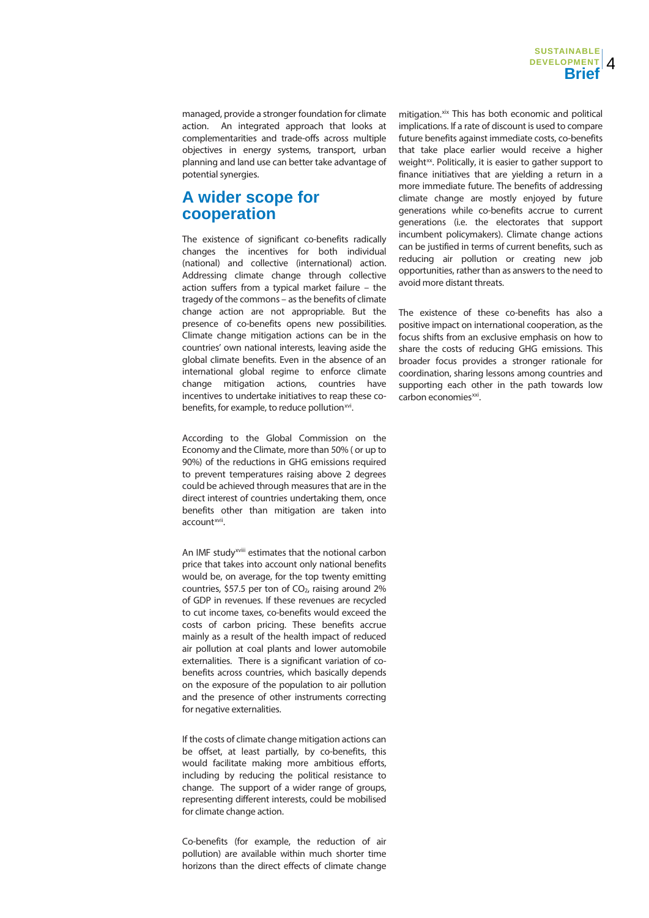managed, provide a stronger foundation for climate action. An integrated approach that looks at complementarities and trade-offs across multiple objectives in energy systems, transport, urban planning and land use can better take advantage of potential synergies.

## A wider scope for cooperation

The existence of significant co-benefits radically changes the incentives for both individual (national) and collective (international) action. Addressing climate change through collective action suffers from a typical market failure – the tragedy of the commons – as the benefits of climate change action are not appropriable. But the presence of co-benefits opens new possibilities. Climate change mitigation actions can be in the countries' own national interests, leaving aside the global climate benefits. Even in the absence of an international global regime to enforce climate change mitigation actions, countries have incentives to undertake initiatives to reap these co-benefits, for example, to reduce pollution[xvi].

According to the Global Commission on the Economy and the Climate, more than 50% ( or up to 90%) of the reductions in GHG emissions required to prevent temperatures raising above 2 degrees could be achieved through measures that are in the direct interest of countries undertaking them, once benefits other than mitigation are taken into account[xvii].

An IMF study[xviii] estimates that the notional carbon price that takes into account only national benefits would be, on average, for the top twenty emitting countries, $57.5 per ton of $CO_2$, raising around 2% of GDP in revenues. If these revenues are recycled to cut income taxes, co-benefits would exceed the costs of carbon pricing. These benefits accrue mainly as a result of the health impact of reduced air pollution at coal plants and lower automobile externalities. There is a significant variation of co-benefits across countries, which basically depends on the exposure of the population to air pollution and the presence of other instruments correcting for negative externalities.

If the costs of climate change mitigation actions can be offset, at least partially, by co-benefits, this would facilitate making more ambitious efforts, including by reducing the political resistance to change. The support of a wider range of groups, representing different interests, could be mobilised for climate change action.

Co-benefits (for example, the reduction of air pollution) are available within much shorter time horizons than the direct effects of climate change mitigation.[xix] This has both economic and political implications. If a rate of discount is used to compare future benefits against immediate costs, co-benefits that take place earlier would receive a higher weight[xx]. Politically, it is easier to gather support to finance initiatives that are yielding a return in a more immediate future. The benefits of addressing climate change are mostly enjoyed by future generations while co-benefits accrue to current generations (i.e. the electorates that support incumbent policymakers). Climate change actions can be justified in terms of current benefits, such as reducing air pollution or creating new job opportunities, rather than as answers to the need to avoid more distant threats.

The existence of these co-benefits has also a positive impact on international cooperation, as the focus shifts from an exclusive emphasis on how to share the costs of reducing GHG emissions. This broader focus provides a stronger rationale for coordination, sharing lessons among countries and supporting each other in the path towards low carbon economies[xxi].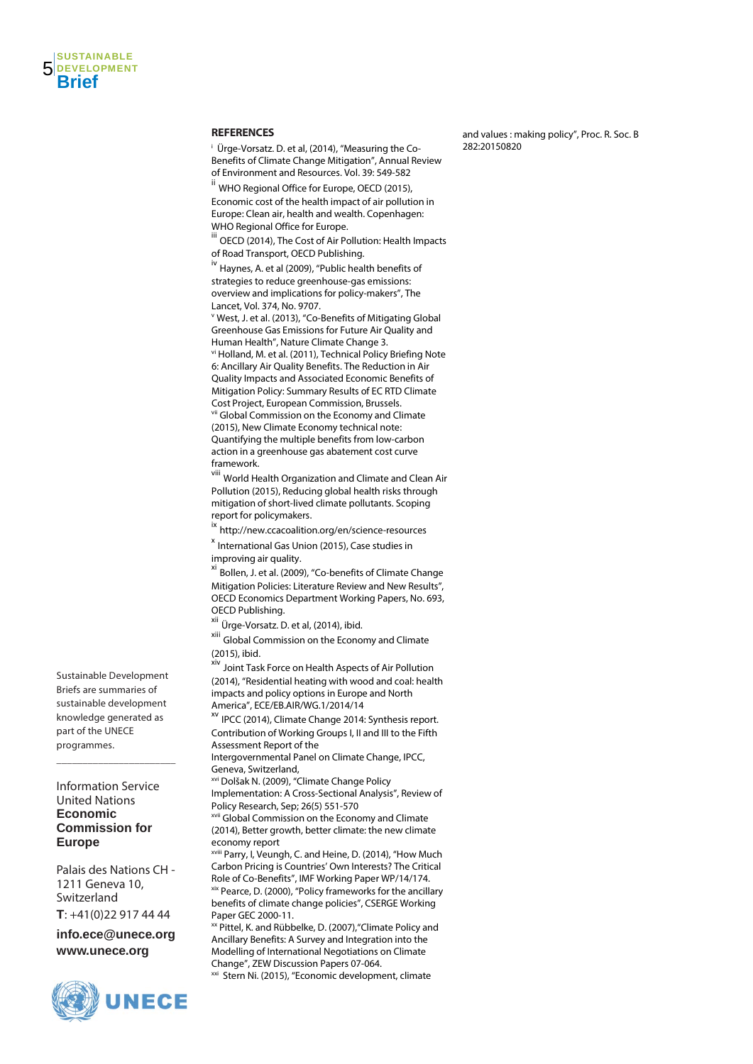## REFERENCES

[i] Ürge-Vorsatz. D. et al, (2014), "Measuring the Co-Benefits of Climate Change Mitigation", Annual Review of Environment and Resources. Vol. 39: 549-582

[ii] WHO Regional Office for Europe, OECD (2015), Economic cost of the health impact of air pollution in Europe: Clean air, health and wealth. Copenhagen: WHO Regional Office for Europe.

[iii] OECD (2014), The Cost of Air Pollution: Health Impacts of Road Transport, OECD Publishing.

[iv] Haynes, A. et al (2009), "Public health benefits of strategies to reduce greenhouse-gas emissions: overview and implications for policy-makers", The Lancet, Vol. 374, No. 9707.

[v] West, J. et al. (2013), "Co-Benefits of Mitigating Global Greenhouse Gas Emissions for Future Air Quality and Human Health", Nature Climate Change 3.

[vi] Holland, M. et al. (2011), Technical Policy Briefing Note 6: Ancillary Air Quality Benefits. The Reduction in Air Quality Impacts and Associated Economic Benefits of Mitigation Policy: Summary Results of EC RTD Climate Cost Project, European Commission, Brussels.

[vii] Global Commission on the Economy and Climate (2015), New Climate Economy technical note: Quantifying the multiple benefits from low-carbon action in a greenhouse gas abatement cost curve framework.

[viii] World Health Organization and Climate and Clean Air Pollution (2015), Reducing global health risks through mitigation of short-lived climate pollutants. Scoping report for policymakers.

[ix] http://new.ccacoalition.org/en/science-resources

[x] International Gas Union (2015), Case studies in improving air quality.

[xi] Bollen, J. et al. (2009), "Co-benefits of Climate Change Mitigation Policies: Literature Review and New Results", OECD Economics Department Working Papers, No. 693, OECD Publishing.

[xii] Ürge-Vorsatz. D. et al, (2014), ibid.

[xiii] Global Commission on the Economy and Climate (2015), ibid.

[xiv] Joint Task Force on Health Aspects of Air Pollution (2014), "Residential heating with wood and coal: health impacts and policy options in Europe and North America", ECE/EB.AIR/WG.1/2014/14

[xv] IPCC (2014), Climate Change 2014: Synthesis report. Contribution of Working Groups I, II and III to the Fifth Assessment Report of the Intergovernmental Panel on Climate Change, IPCC, Geneva, Switzerland,

[xvi] Dolšak N. (2009), "Climate Change Policy Implementation: A Cross-Sectional Analysis", Review of Policy Research, Sep; 26(5) 551-570

[xvii] Global Commission on the Economy and Climate (2014), Better growth, better climate: the new climate economy report

[xviii] Parry, I, Veungh, C. and Heine, D. (2014), "How Much Carbon Pricing is Countries' Own Interests? The Critical Role of Co-Benefits", IMF Working Paper WP/14/174.

[xix] Pearce, D. (2000), "Policy frameworks for the ancillary benefits of climate change policies", CSERGE Working Paper GEC 2000-11.

[xx] Pittel, K. and Rübbelke, D. (2007),"Climate Policy and Ancillary Benefits: A Survey and Integration into the Modelling of International Negotiations on Climate Change", ZEW Discussion Papers 07-064.

[xxi] Stern Ni. (2015), "Economic development, climate and values : making policy", Proc. R. Soc. B 282:20150820

Sustainable Development Briefs are summaries of sustainable development knowledge generated as part of the UNECE programmes.

Information Service
United Nations
**Economic Commission for Europe**

Palais des Nations CH - 1211 Geneva 10, Switzerland
**T**: +41(0)22 917 44 44
**info.ece@unece.org**
**www.unece.org**